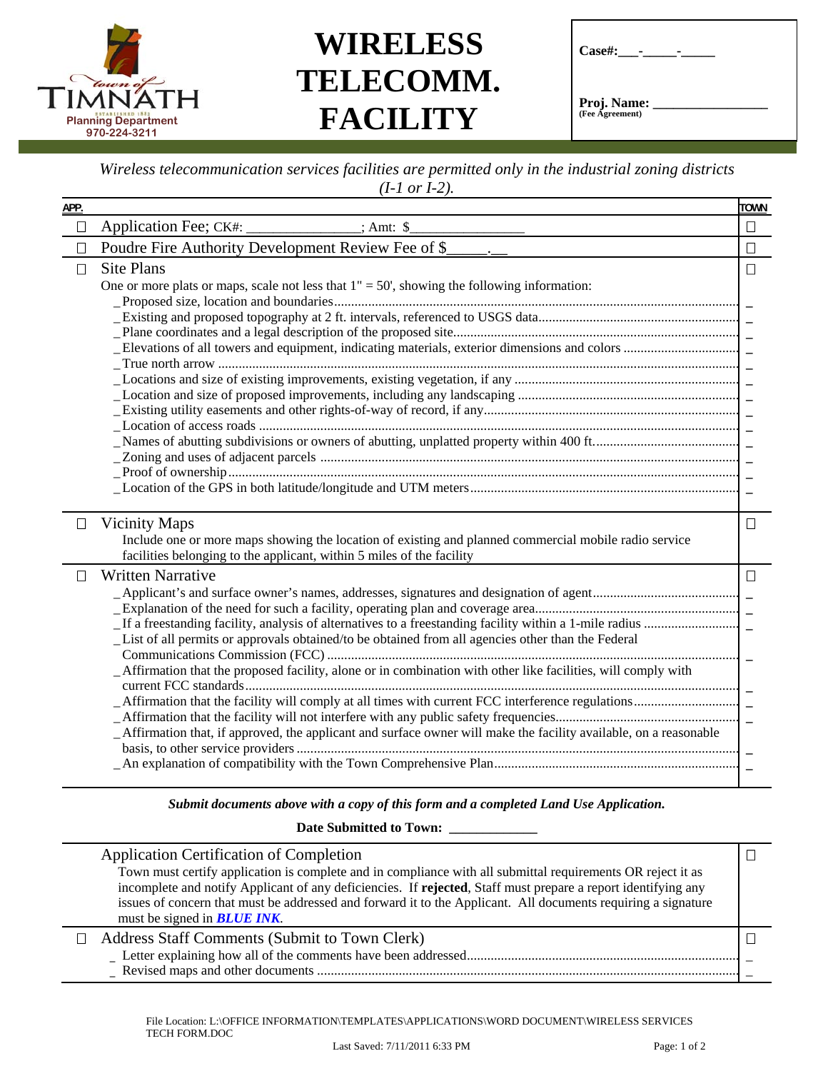Town of TIMNATH
Planning Department
970-224-3211

# WIRELESS TELECOMM. FACILITY

**Case#:___-_____-_____**

**Proj. Name:** ________________
**(Fee Agreement)**

*Wireless telecommunication services facilities are permitted only in the industrial zoning districts (I-1 or I-2).*

| APP. | | TOWN |
|---|---|---|
| ☐ | Application Fee; CK#: _______________; Amt: $________________ | ☐ |
| ☐ | Poudre Fire Authority Development Review Fee of $_____.__ | ☐ |
| ☐ | **Site Plans**<br>One or more plats or maps, scale not less that 1" = 50', showing the following information:<br>_Proposed size, location and boundaries<br>_Existing and proposed topography at 2 ft. intervals, referenced to USGS data<br>_Plane coordinates and a legal description of the proposed site<br>_Elevations of all towers and equipment, indicating materials, exterior dimensions and colors<br>_True north arrow<br>_Locations and size of existing improvements, existing vegetation, if any<br>_Location and size of proposed improvements, including any landscaping<br>_Existing utility easements and other rights-of-way of record, if any<br>_Location of access roads<br>_Names of abutting subdivisions or owners of abutting, unplatted property within 400 ft.<br>_Zoning and uses of adjacent parcels<br>_Proof of ownership<br>_Location of the GPS in both latitude/longitude and UTM meters | ☐<br><br>_<br>_<br>_<br>_<br>_<br>_<br>_<br>_<br>_<br>_<br>_<br>_<br>_ |
| ☐ | **Vicinity Maps**<br>Include one or more maps showing the location of existing and planned commercial mobile radio service facilities belonging to the applicant, within 5 miles of the facility | ☐ |
| ☐ | **Written Narrative**<br>_Applicant's and surface owner's names, addresses, signatures and designation of agent<br>_Explanation of the need for such a facility, operating plan and coverage area<br>_If a freestanding facility, analysis of alternatives to a freestanding facility within a 1-mile radius<br>_List of all permits or approvals obtained/to be obtained from all agencies other than the Federal Communications Commission (FCC)<br>_Affirmation that the proposed facility, alone or in combination with other like facilities, will comply with current FCC standards<br>_Affirmation that the facility will comply at all times with current FCC interference regulations<br>_Affirmation that the facility will not interfere with any public safety frequencies<br>_Affirmation that, if approved, the applicant and surface owner will make the facility available, on a reasonable basis, to other service providers<br>_An explanation of compatibility with the Town Comprehensive Plan | ☐<br>_<br>_<br>_<br>_<br>_<br>_<br>_<br>_<br>_ |

***Submit documents above with a copy of this form and a completed Land Use Application.***

**Date Submitted to Town:** _____________

| | | |
|---|---|---|
| | **Application Certification of Completion**<br>Town must certify application is complete and in compliance with all submittal requirements OR reject it as incomplete and notify Applicant of any deficiencies. If **rejected**, Staff must prepare a report identifying any issues of concern that must be addressed and forward it to the Applicant. All documents requiring a signature must be signed in ***BLUE INK***. | ☐ |
| ☐ | **Address Staff Comments (Submit to Town Clerk)**<br>_ Letter explaining how all of the comments have been addressed<br>_ Revised maps and other documents | ☐<br>_<br>_ |

File Location: L:\OFFICE INFORMATION\TEMPLATES\APPLICATIONS\WORD DOCUMENT\WIRELESS SERVICES TECH FORM.DOC
Last Saved: 7/11/2011 6:33 PM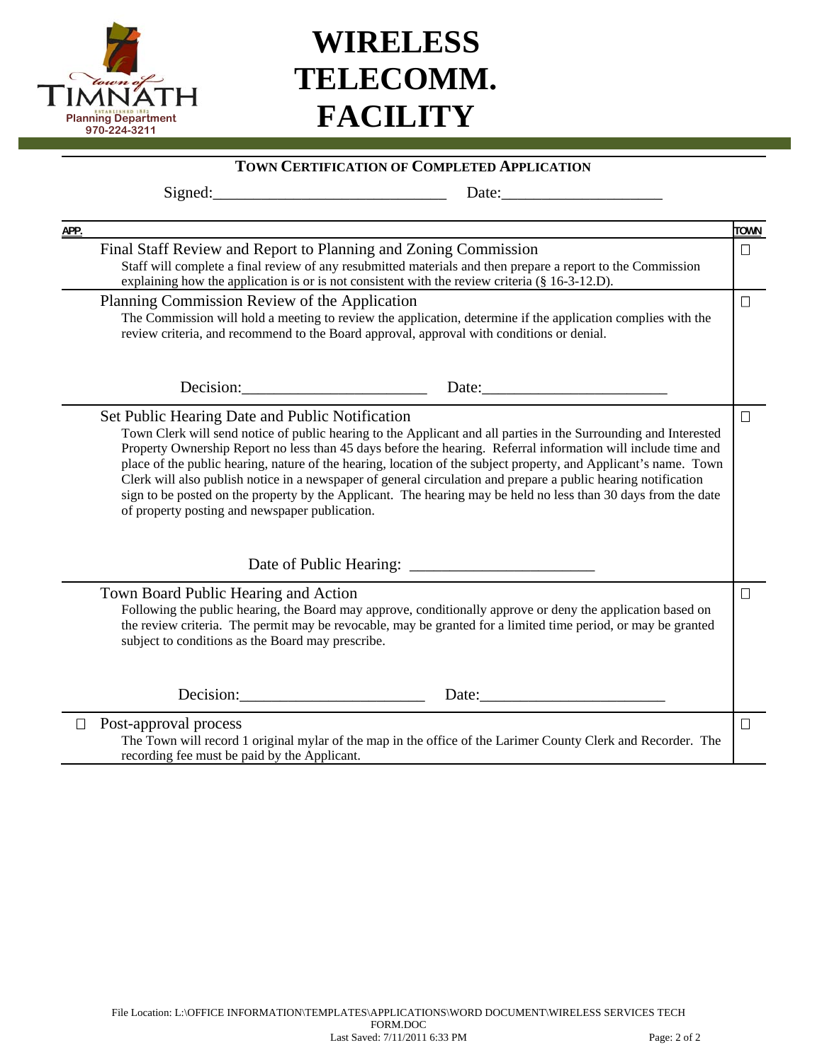# WIRELESS TELECOMM. FACILITY

Town of Timnath
Planning Department
970-224-3211

**TOWN CERTIFICATION OF COMPLETED APPLICATION**

Signed:_____________________________ Date:____________________

| APP. | | TOWN |
|---|---|---|
| | **Final Staff Review and Report to Planning and Zoning Commission**<br>Staff will complete a final review of any resubmitted materials and then prepare a report to the Commission explaining how the application is or is not consistent with the review criteria (§ 16-3-12.D). | ☐ |
| | **Planning Commission Review of the Application**<br>The Commission will hold a meeting to review the application, determine if the application complies with the review criteria, and recommend to the Board approval, approval with conditions or denial.<br><br>Decision:_______________________ Date:_______________________ | ☐ |
| | **Set Public Hearing Date and Public Notification**<br>Town Clerk will send notice of public hearing to the Applicant and all parties in the Surrounding and Interested Property Ownership Report no less than 45 days before the hearing. Referral information will include time and place of the public hearing, nature of the hearing, location of the subject property, and Applicant's name. Town Clerk will also publish notice in a newspaper of general circulation and prepare a public hearing notification sign to be posted on the property by the Applicant. The hearing may be held no less than 30 days from the date of property posting and newspaper publication.<br><br>Date of Public Hearing: _______________________ | ☐ |
| | **Town Board Public Hearing and Action**<br>Following the public hearing, the Board may approve, conditionally approve or deny the application based on the review criteria. The permit may be revocable, may be granted for a limited time period, or may be granted subject to conditions as the Board may prescribe.<br><br>Decision:_______________________ Date:_______________________ | ☐ |
| ☐ | **Post-approval process**<br>The Town will record 1 original mylar of the map in the office of the Larimer County Clerk and Recorder. The recording fee must be paid by the Applicant. | ☐ |

File Location: L:\OFFICE INFORMATION\TEMPLATES\APPLICATIONS\WORD DOCUMENT\WIRELESS SERVICES TECH FORM.DOC
Last Saved: 7/11/2011 6:33 PM